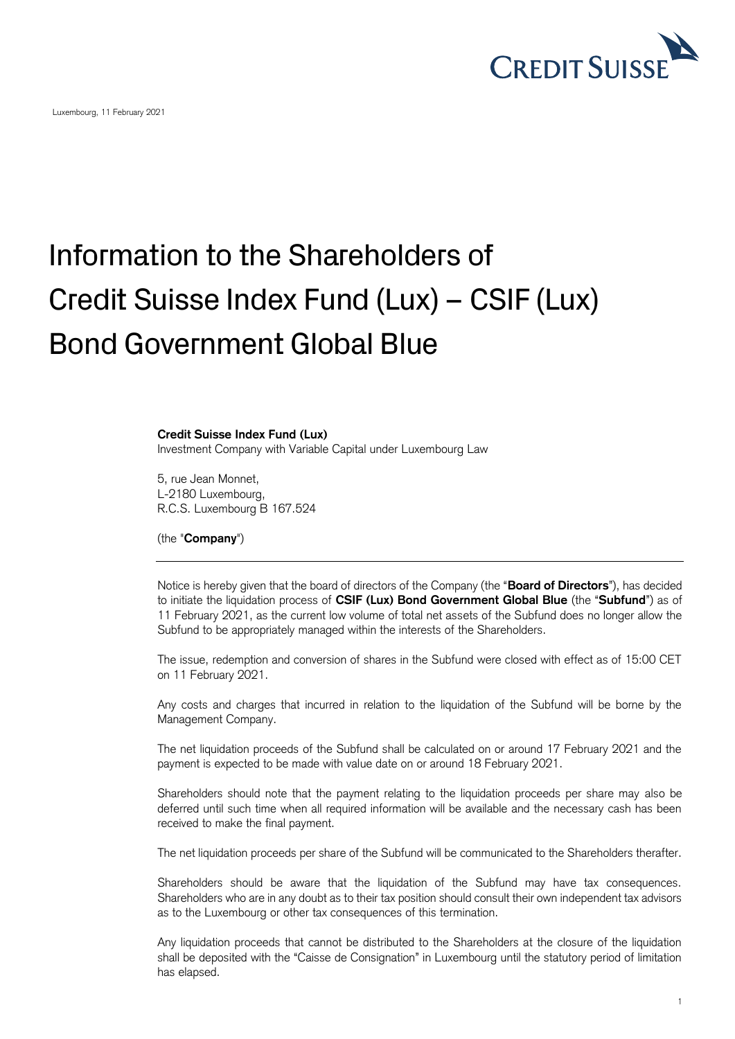Luxembourg, 11 February 2021

# Information to the Shareholders of Credit Suisse Index Fund (Lux) – CSIF (Lux) Bond Government Global Blue

**Credit Suisse Index Fund (Lux)**
Investment Company with Variable Capital under Luxembourg Law

5, rue Jean Monnet,
L-2180 Luxembourg,
R.C.S. Luxembourg B 167.524

(the "**Company**")

---

Notice is hereby given that the board of directors of the Company (the "**Board of Directors**"), has decided to initiate the liquidation process of **CSIF (Lux) Bond Government Global Blue** (the "**Subfund**") as of 11 February 2021, as the current low volume of total net assets of the Subfund does no longer allow the Subfund to be appropriately managed within the interests of the Shareholders.

The issue, redemption and conversion of shares in the Subfund were closed with effect as of 15:00 CET on 11 February 2021.

Any costs and charges that incurred in relation to the liquidation of the Subfund will be borne by the Management Company.

The net liquidation proceeds of the Subfund shall be calculated on or around 17 February 2021 and the payment is expected to be made with value date on or around 18 February 2021.

Shareholders should note that the payment relating to the liquidation proceeds per share may also be deferred until such time when all required information will be available and the necessary cash has been received to make the final payment.

The net liquidation proceeds per share of the Subfund will be communicated to the Shareholders therafter.

Shareholders should be aware that the liquidation of the Subfund may have tax consequences. Shareholders who are in any doubt as to their tax position should consult their own independent tax advisors as to the Luxembourg or other tax consequences of this termination.

Any liquidation proceeds that cannot be distributed to the Shareholders at the closure of the liquidation shall be deposited with the "Caisse de Consignation" in Luxembourg until the statutory period of limitation has elapsed.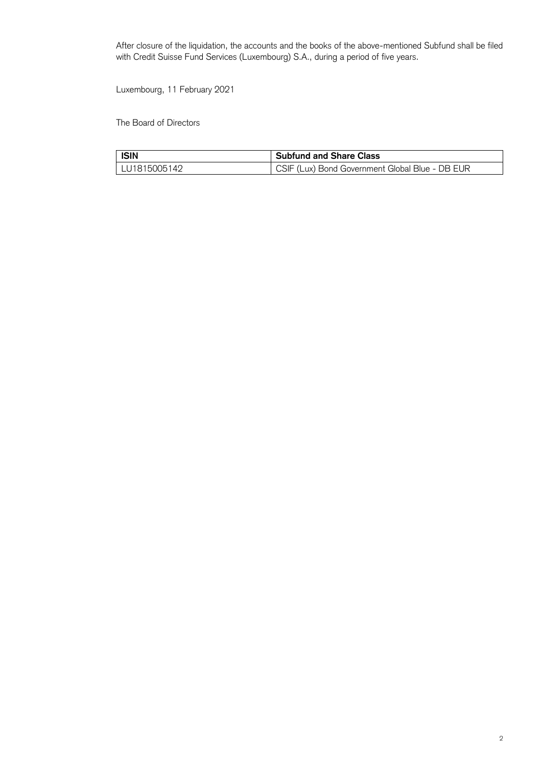After closure of the liquidation, the accounts and the books of the above-mentioned Subfund shall be filed with Credit Suisse Fund Services (Luxembourg) S.A., during a period of five years.

Luxembourg, 11 February 2021

The Board of Directors

| **ISIN** | **Subfund and Share Class** |
| --- | --- |
| LU1815005142 | CSIF (Lux) Bond Government Global Blue - DB EUR |